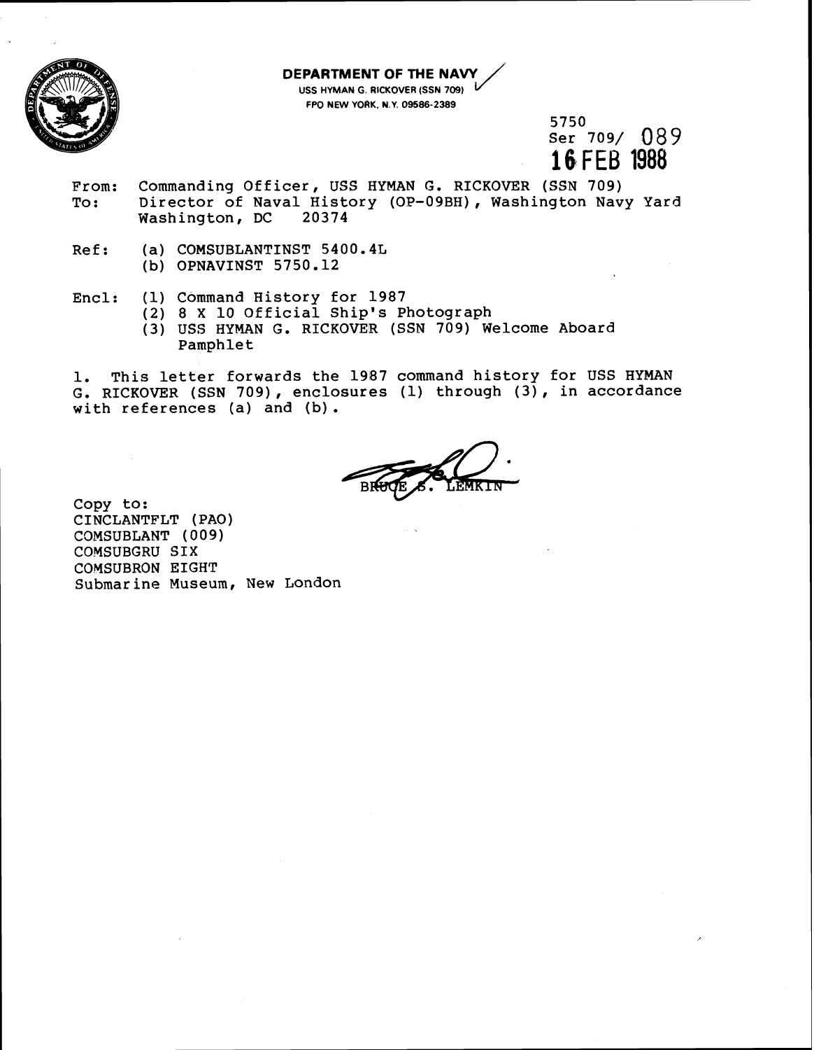**DEPARTMENT OF THE NAVY**
USS HYMAN G. RICKOVER (SSN 709)
FPO NEW YORK, N.Y. 09586-2389

5750
Ser 709/ 089
**16 FEB 1988**

From: Commanding Officer, USS HYMAN G. RICKOVER (SSN 709)
To: Director of Naval History (OP-09BH), Washington Navy Yard Washington, DC 20374

Ref: (a) COMSUBLANTINST 5400.4L
(b) OPNAVINST 5750.12

Encl: (1) Command History for 1987
(2) 8 X 10 Official Ship's Photograph
(3) USS HYMAN G. RICKOVER (SSN 709) Welcome Aboard Pamphlet

1. This letter forwards the 1987 command history for USS HYMAN G. RICKOVER (SSN 709), enclosures (1) through (3), in accordance with references (a) and (b).

BRUCE S. LEMKIN

Copy to:
CINCLANTFLT (PAO)
COMSUBLANT (009)
COMSUBGRU SIX
COMSUBRON EIGHT
Submarine Museum, New London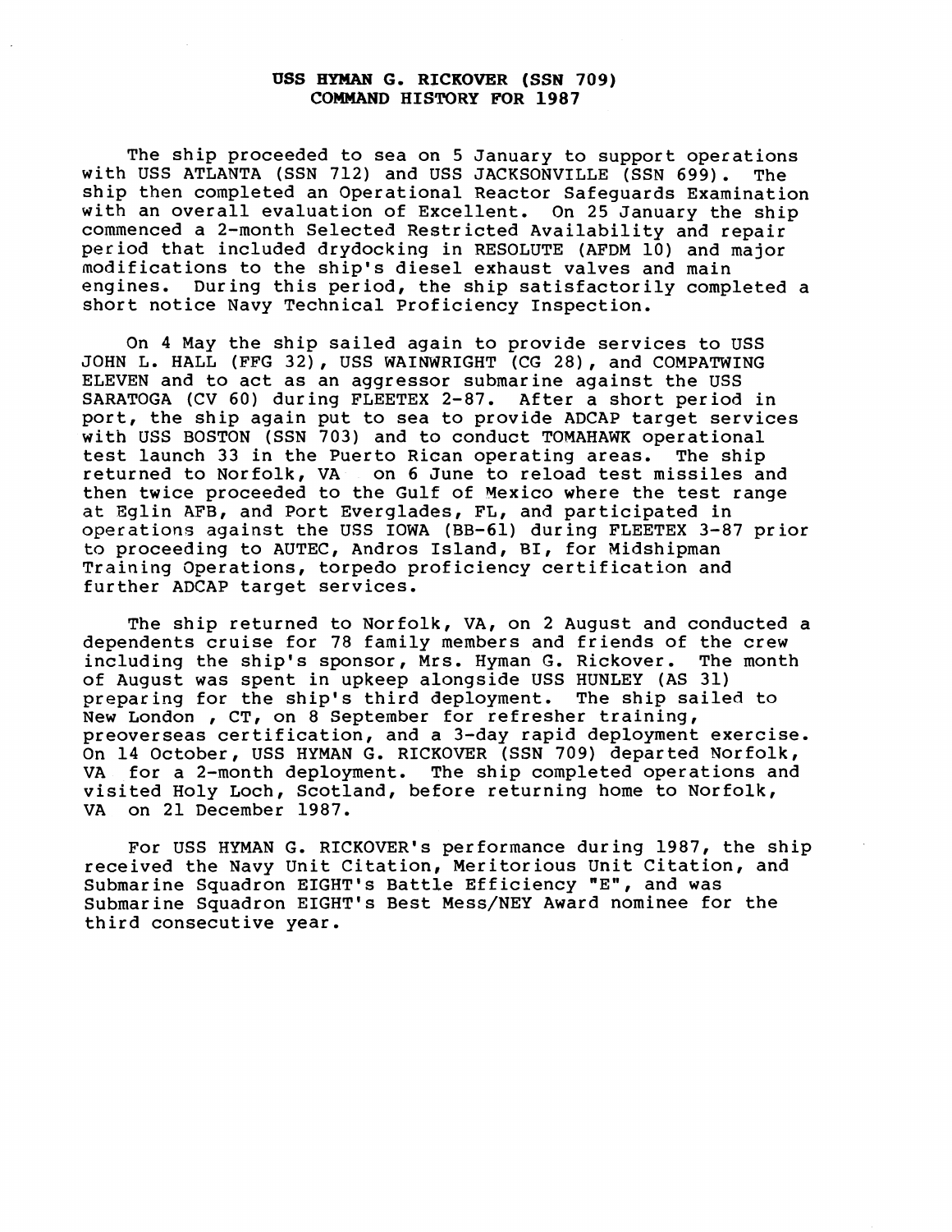# USS HYMAN G. RICKOVER (SSN 709)
## COMMAND HISTORY FOR 1987

The ship proceeded to sea on 5 January to support operations with USS ATLANTA (SSN 712) and USS JACKSONVILLE (SSN 699). The ship then completed an Operational Reactor Safeguards Examination with an overall evaluation of Excellent. On 25 January the ship commenced a 2-month Selected Restricted Availability and repair period that included drydocking in RESOLUTE (AFDM 10) and major modifications to the ship's diesel exhaust valves and main engines. During this period, the ship satisfactorily completed a short notice Navy Technical Proficiency Inspection.

On 4 May the ship sailed again to provide services to USS JOHN L. HALL (FFG 32), USS WAINWRIGHT (CG 28), and COMPATWING ELEVEN and to act as an aggressor submarine against the USS SARATOGA (CV 60) during FLEETEX 2-87. After a short period in port, the ship again put to sea to provide ADCAP target services with USS BOSTON (SSN 703) and to conduct TOMAHAWK operational test launch 33 in the Puerto Rican operating areas. The ship returned to Norfolk, VA on 6 June to reload test missiles and then twice proceeded to the Gulf of Mexico where the test range at Eglin AFB, and Port Everglades, FL, and participated in operations against the USS IOWA (BB-61) during FLEETEX 3-87 prior to proceeding to AUTEC, Andros Island, BI, for Midshipman Training Operations, torpedo proficiency certification and further ADCAP target services.

The ship returned to Norfolk, VA, on 2 August and conducted a dependents cruise for 78 family members and friends of the crew including the ship's sponsor, Mrs. Hyman G. Rickover. The month of August was spent in upkeep alongside USS HUNLEY (AS 31) preparing for the ship's third deployment. The ship sailed to New London , CT, on 8 September for refresher training, preoverseas certification, and a 3-day rapid deployment exercise. On 14 October, USS HYMAN G. RICKOVER (SSN 709) departed Norfolk, VA for a 2-month deployment. The ship completed operations and visited Holy Loch, Scotland, before returning home to Norfolk, VA on 21 December 1987.

For USS HYMAN G. RICKOVER's performance during 1987, the ship received the Navy Unit Citation, Meritorious Unit Citation, and Submarine Squadron EIGHT's Battle Efficiency "E", and was Submarine Squadron EIGHT's Best Mess/NEY Award nominee for the third consecutive year.